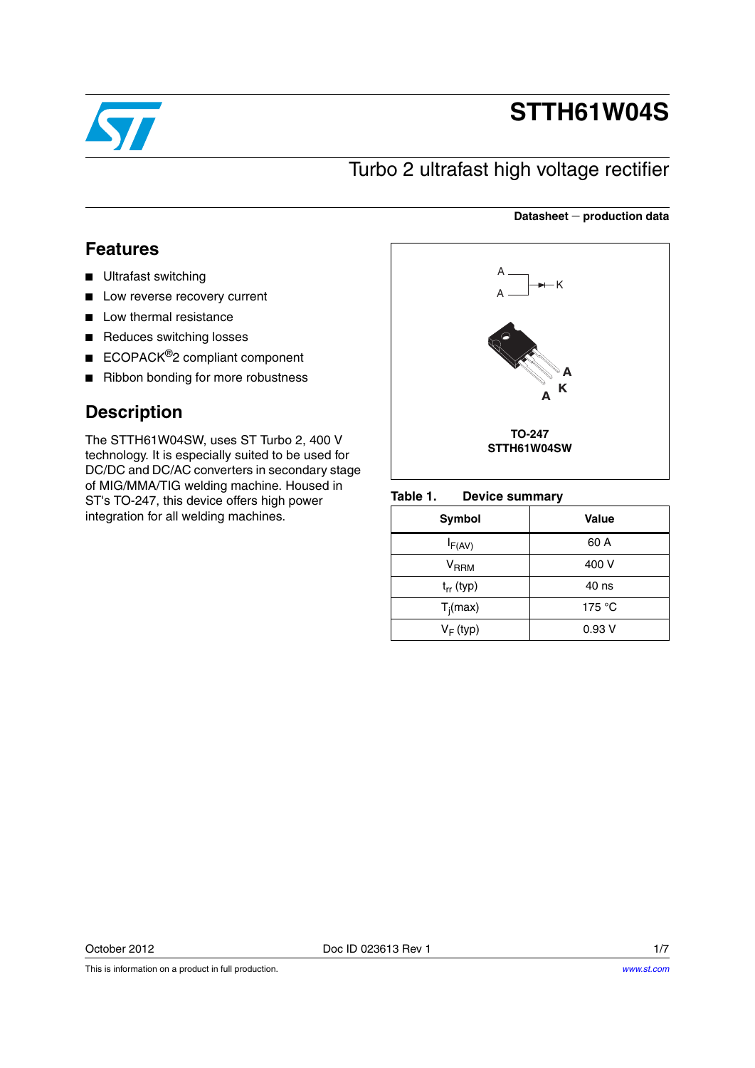# STTH61W04S

## Turbo 2 ultrafast high voltage rectifier

**Datasheet — production data**

## Features

- Ultrafast switching
- Low reverse recovery current
- Low thermal resistance
- Reduces switching losses
- ECOPACK®2 compliant component
- Ribbon bonding for more robustness

## Description

The STTH61W04SW, uses ST Turbo 2, 400 V technology. It is especially suited to be used for DC/DC and DC/AC converters in secondary stage of MIG/MMA/TIG welding machine. Housed in ST's TO-247, this device offers high power integration for all welding machines.

**TO-247**
**STTH61W04SW**

**Table 1. Device summary**

| Symbol | Value |
|---|---|
| $I_{F(AV)}$ | 60 A |
| $V_{RRM}$ | 400 V |
| $t_{rr}$ (typ) | 40 ns |
| $T_j$(max) | 175 °C |
| $V_F$ (typ) | 0.93 V |

October 2012 Doc ID 023613 Rev 1

This is information on a product in full production.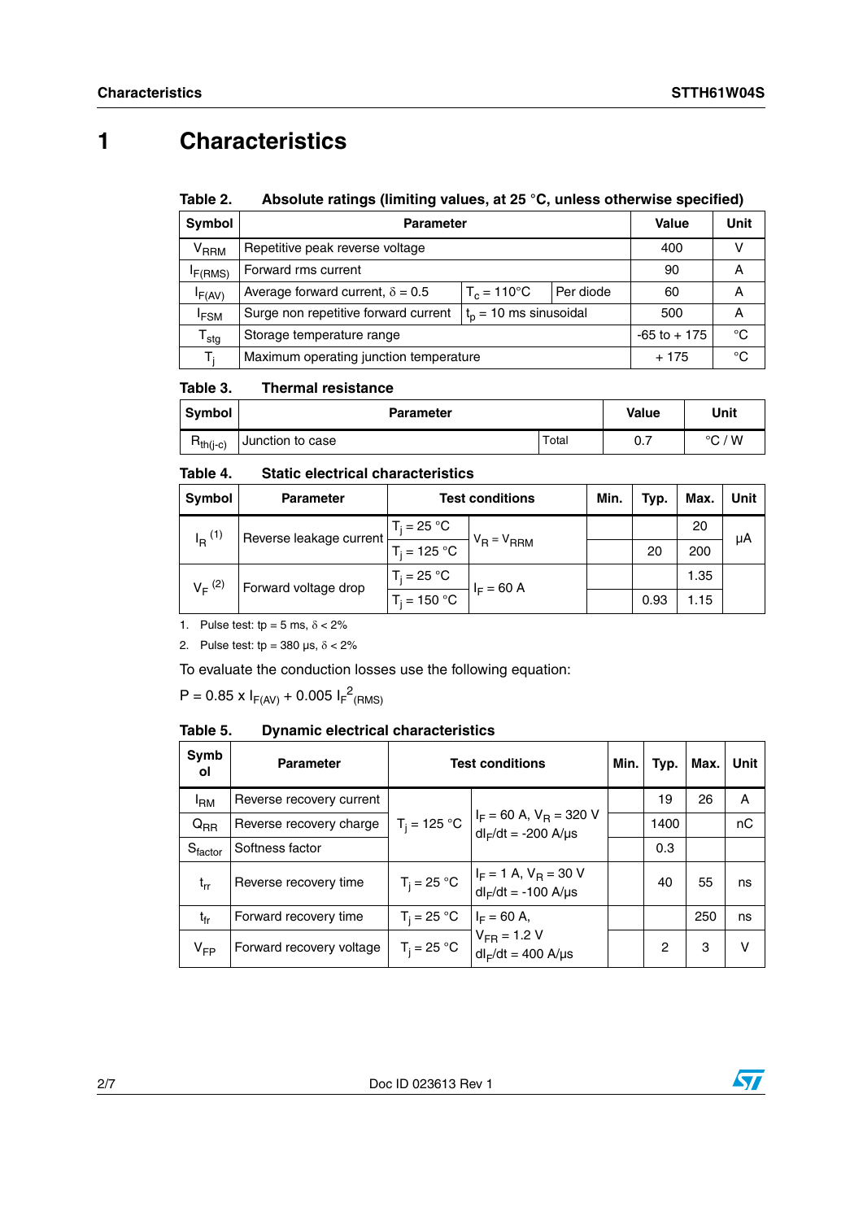# 1 Characteristics

**Table 2. Absolute ratings (limiting values, at 25 °C, unless otherwise specified)**

| Symbol | Parameter | | | Value | Unit |
|---|---|---|---|---|---|
| $V_{RRM}$ | Repetitive peak reverse voltage | | | 400 | V |
| $I_{F(RMS)}$ | Forward rms current | | | 90 | A |
| $I_{F(AV)}$ | Average forward current, $\delta = 0.5$ | $T_c = 110°C$ | Per diode | 60 | A |
| $I_{FSM}$ | Surge non repetitive forward current | $t_p = 10$ ms sinusoidal | | 500 | A |
| $T_{stg}$ | Storage temperature range | | | -65 to + 175 | °C |
| $T_j$ | Maximum operating junction temperature | | | + 175 | °C |

**Table 3. Thermal resistance**

| Symbol | Parameter | | Value | Unit |
|---|---|---|---|---|
| $R_{th(j-c)}$ | Junction to case | Total | 0.7 | °C / W |

**Table 4. Static electrical characteristics**

| Symbol | Parameter | Test conditions | | Min. | Typ. | Max. | Unit |
|---|---|---|---|---|---|---|---|
| $I_R$ (1) | Reverse leakage current | $T_j = 25$ °C | $V_R = V_{RRM}$ | | | 20 | µA |
| | | $T_j = 125$ °C | | | 20 | 200 | |
| $V_F$ (2) | Forward voltage drop | $T_j = 25$ °C | $I_F = 60$ A | | | 1.35 | |
| | | $T_j = 150$ °C | | | 0.93 | 1.15 | |

1. Pulse test: tp = 5 ms, $\delta < 2\%$
2. Pulse test: tp = 380 µs, $\delta < 2\%$

To evaluate the conduction losses use the following equation:

$$P = 0.85 \times I_{F(AV)} + 0.005\, I_{F}^{2}{}_{(RMS)}$$

**Table 5. Dynamic electrical characteristics**

| Symbol | Parameter | Test conditions | | Min. | Typ. | Max. | Unit |
|---|---|---|---|---|---|---|---|
| $I_{RM}$ | Reverse recovery current | $T_j = 125$ °C | $I_F = 60$ A, $V_R = 320$ V<br>$dI_F/dt = -200$ A/µs | | 19 | 26 | A |
| $Q_{RR}$ | Reverse recovery charge | | | | 1400 | | nC |
| $S_{factor}$ | Softness factor | | | | 0.3 | | |
| $t_{rr}$ | Reverse recovery time | $T_j = 25$ °C | $I_F = 1$ A, $V_R = 30$ V<br>$dI_F/dt = -100$ A/µs | | 40 | 55 | ns |
| $t_{fr}$ | Forward recovery time | $T_j = 25$ °C | $I_F = 60$ A,<br>$V_{FR} = 1.2$ V<br>$dI_F/dt = 400$ A/µs | | | 250 | ns |
| $V_{FP}$ | Forward recovery voltage | $T_j = 25$ °C | | | 2 | 3 | V |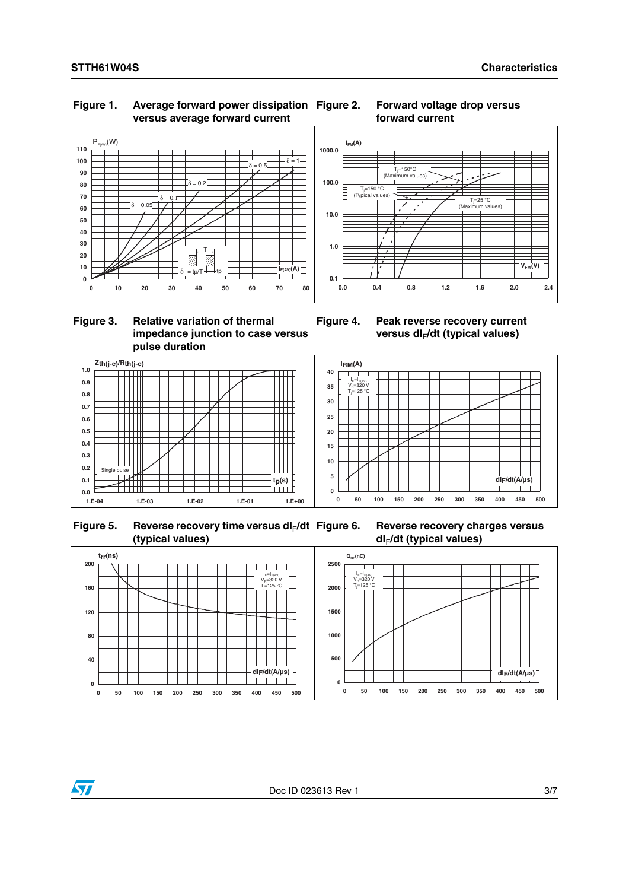Figure 1. Average forward power dissipation versus average forward current

Figure 2. Forward voltage drop versus forward current

Figure 3. Relative variation of thermal impedance junction to case versus pulse duration

Figure 4. Peak reverse recovery current versus $dI_F/dt$ (typical values)

Figure 5. Reverse recovery time versus $dI_F/dt$ (typical values)

Figure 6. Reverse recovery charges versus $dI_F/dt$ (typical values)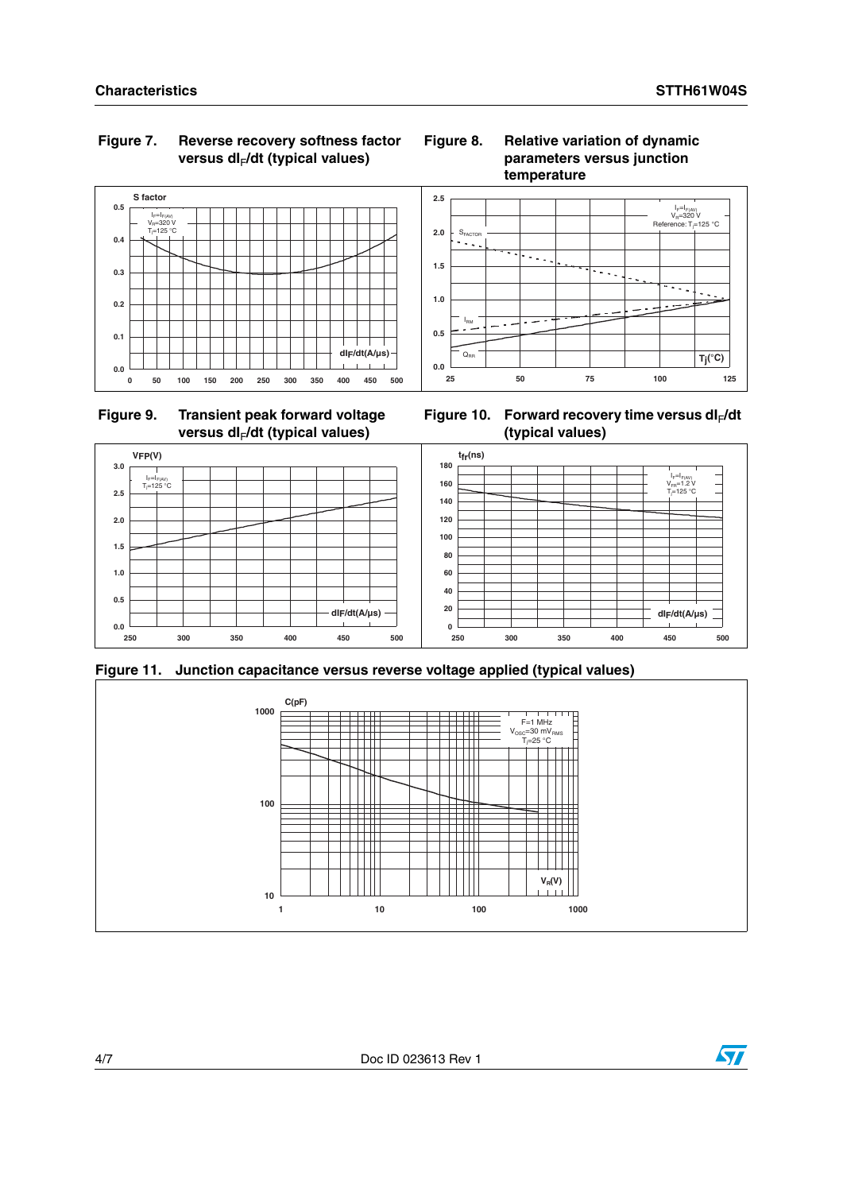Figure 7. Reverse recovery softness factor versus $dI_F/dt$ (typical values)

Figure 8. Relative variation of dynamic parameters versus junction temperature

Figure 9. Transient peak forward voltage versus $dI_F/dt$ (typical values)

Figure 10. Forward recovery time versus $dI_F/dt$ (typical values)

Figure 11. Junction capacitance versus reverse voltage applied (typical values)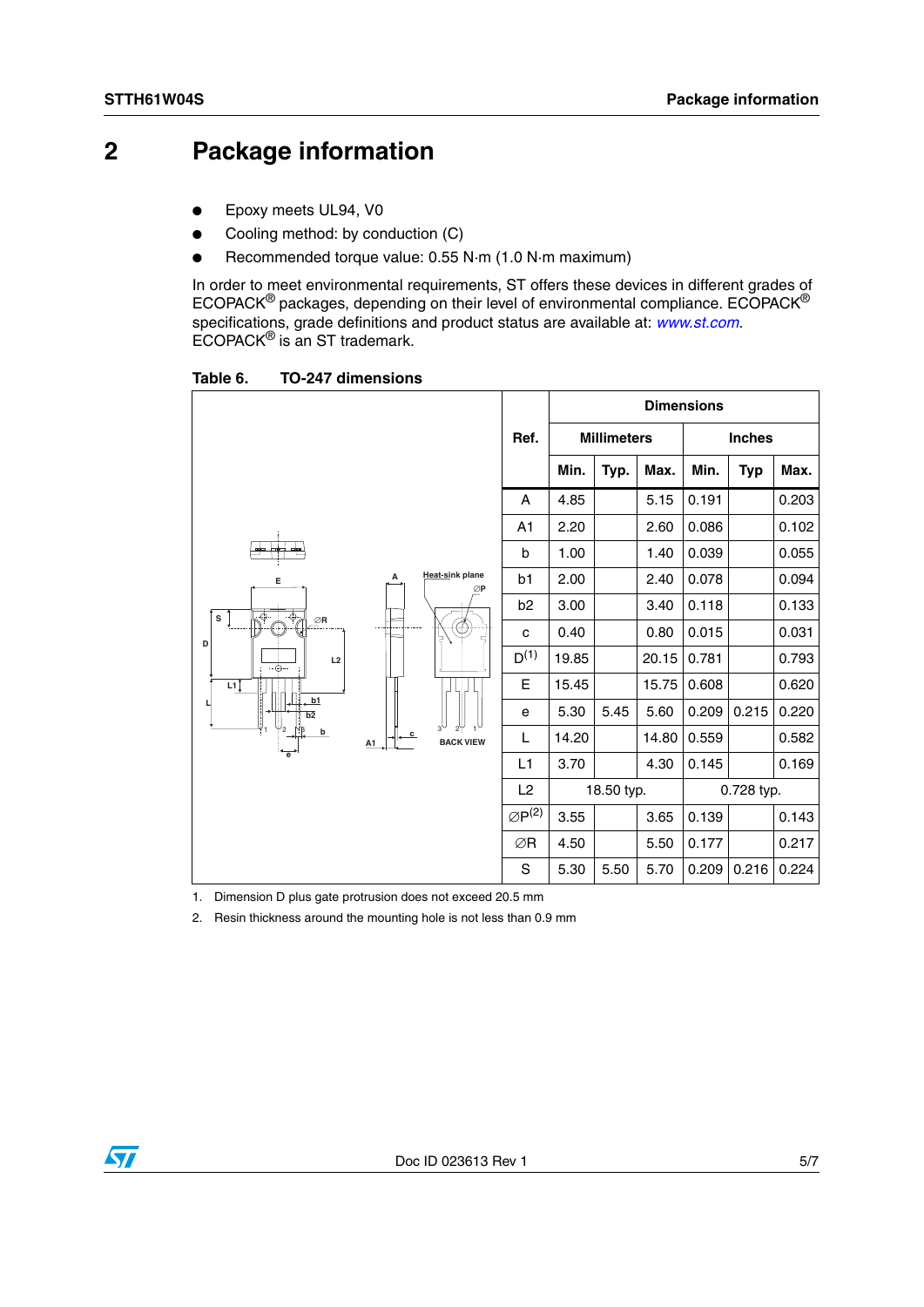# 2 Package information

- Epoxy meets UL94, V0
- Cooling method: by conduction (C)
- Recommended torque value: 0.55 N·m (1.0 N·m maximum)

In order to meet environmental requirements, ST offers these devices in different grades of ECOPACK® packages, depending on their level of environmental compliance. ECOPACK® specifications, grade definitions and product status are available at: *www.st.com*. ECOPACK® is an ST trademark.

**Table 6. TO-247 dimensions**

| Ref. | Dimensions | | | | | |
|---|---|---|---|---|---|---|
| | Millimeters | | | Inches | | |
| | Min. | Typ. | Max. | Min. | Typ | Max. |
| A | 4.85 | | 5.15 | 0.191 | | 0.203 |
| A1 | 2.20 | | 2.60 | 0.086 | | 0.102 |
| b | 1.00 | | 1.40 | 0.039 | | 0.055 |
| b1 | 2.00 | | 2.40 | 0.078 | | 0.094 |
| b2 | 3.00 | | 3.40 | 0.118 | | 0.133 |
| c | 0.40 | | 0.80 | 0.015 | | 0.031 |
| D[1] | 19.85 | | 20.15 | 0.781 | | 0.793 |
| E | 15.45 | | 15.75 | 0.608 | | 0.620 |
| e | 5.30 | 5.45 | 5.60 | 0.209 | 0.215 | 0.220 |
| L | 14.20 | | 14.80 | 0.559 | | 0.582 |
| L1 | 3.70 | | 4.30 | 0.145 | | 0.169 |
| L2 | 18.50 typ. | | | 0.728 typ. | | |
| ∅P[2] | 3.55 | | 3.65 | 0.139 | | 0.143 |
| ∅R | 4.50 | | 5.50 | 0.177 | | 0.217 |
| S | 5.30 | 5.50 | 5.70 | 0.209 | 0.216 | 0.224 |

1. Dimension D plus gate protrusion does not exceed 20.5 mm
2. Resin thickness around the mounting hole is not less than 0.9 mm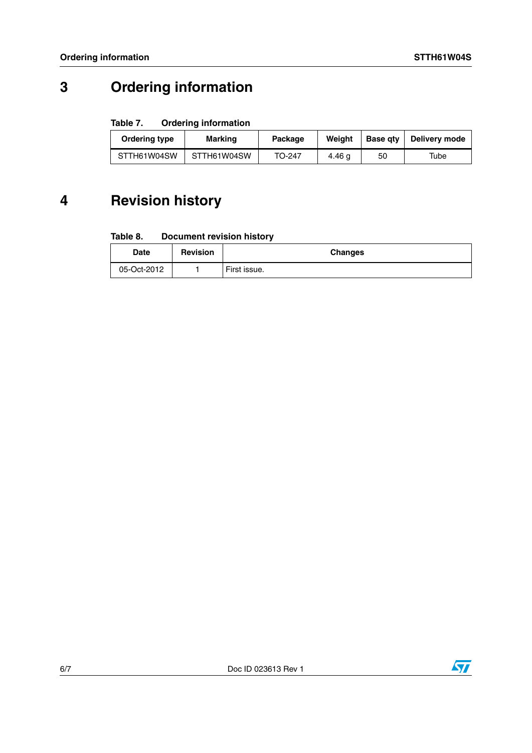# 3 Ordering information

**Table 7. Ordering information**

| Ordering type | Marking | Package | Weight | Base qty | Delivery mode |
|---|---|---|---|---|---|
| STTH61W04SW | STTH61W04SW | TO-247 | 4.46 g | 50 | Tube |

# 4 Revision history

**Table 8. Document revision history**

| Date | Revision | Changes |
|---|---|---|
| 05-Oct-2012 | 1 | First issue. |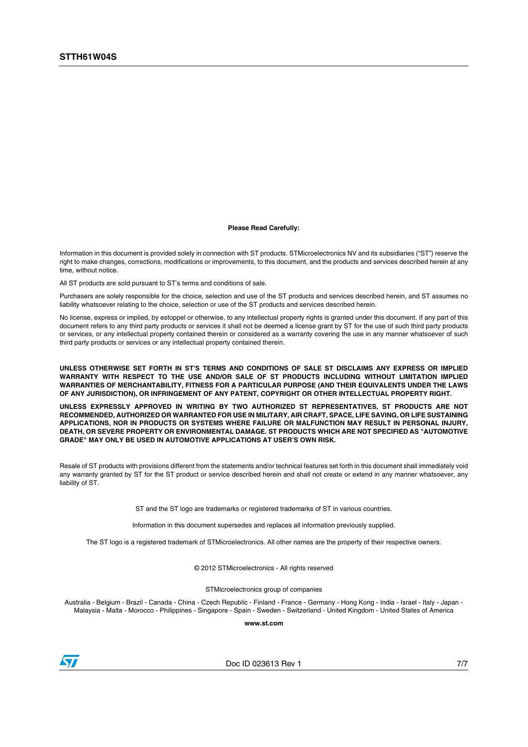**Please Read Carefully:**

Information in this document is provided solely in connection with ST products. STMicroelectronics NV and its subsidiaries ("ST") reserve the right to make changes, corrections, modifications or improvements, to this document, and the products and services described herein at any time, without notice.

All ST products are sold pursuant to ST's terms and conditions of sale.

Purchasers are solely responsible for the choice, selection and use of the ST products and services described herein, and ST assumes no liability whatsoever relating to the choice, selection or use of the ST products and services described herein.

No license, express or implied, by estoppel or otherwise, to any intellectual property rights is granted under this document. If any part of this document refers to any third party products or services it shall not be deemed a license grant by ST for the use of such third party products or services, or any intellectual property contained therein or considered as a warranty covering the use in any manner whatsoever of such third party products or services or any intellectual property contained therein.

**UNLESS OTHERWISE SET FORTH IN ST'S TERMS AND CONDITIONS OF SALE ST DISCLAIMS ANY EXPRESS OR IMPLIED WARRANTY WITH RESPECT TO THE USE AND/OR SALE OF ST PRODUCTS INCLUDING WITHOUT LIMITATION IMPLIED WARRANTIES OF MERCHANTABILITY, FITNESS FOR A PARTICULAR PURPOSE (AND THEIR EQUIVALENTS UNDER THE LAWS OF ANY JURISDICTION), OR INFRINGEMENT OF ANY PATENT, COPYRIGHT OR OTHER INTELLECTUAL PROPERTY RIGHT.**

**UNLESS EXPRESSLY APPROVED IN WRITING BY TWO AUTHORIZED ST REPRESENTATIVES, ST PRODUCTS ARE NOT RECOMMENDED, AUTHORIZED OR WARRANTED FOR USE IN MILITARY, AIR CRAFT, SPACE, LIFE SAVING, OR LIFE SUSTAINING APPLICATIONS, NOR IN PRODUCTS OR SYSTEMS WHERE FAILURE OR MALFUNCTION MAY RESULT IN PERSONAL INJURY, DEATH, OR SEVERE PROPERTY OR ENVIRONMENTAL DAMAGE. ST PRODUCTS WHICH ARE NOT SPECIFIED AS "AUTOMOTIVE GRADE" MAY ONLY BE USED IN AUTOMOTIVE APPLICATIONS AT USER'S OWN RISK.**

Resale of ST products with provisions different from the statements and/or technical features set forth in this document shall immediately void any warranty granted by ST for the ST product or service described herein and shall not create or extend in any manner whatsoever, any liability of ST.

ST and the ST logo are trademarks or registered trademarks of ST in various countries.

Information in this document supersedes and replaces all information previously supplied.

The ST logo is a registered trademark of STMicroelectronics. All other names are the property of their respective owners.

© 2012 STMicroelectronics - All rights reserved

STMicroelectronics group of companies

Australia - Belgium - Brazil - Canada - China - Czech Republic - Finland - France - Germany - Hong Kong - India - Israel - Italy - Japan - Malaysia - Malta - Morocco - Philippines - Singapore - Spain - Sweden - Switzerland - United Kingdom - United States of America

**www.st.com**